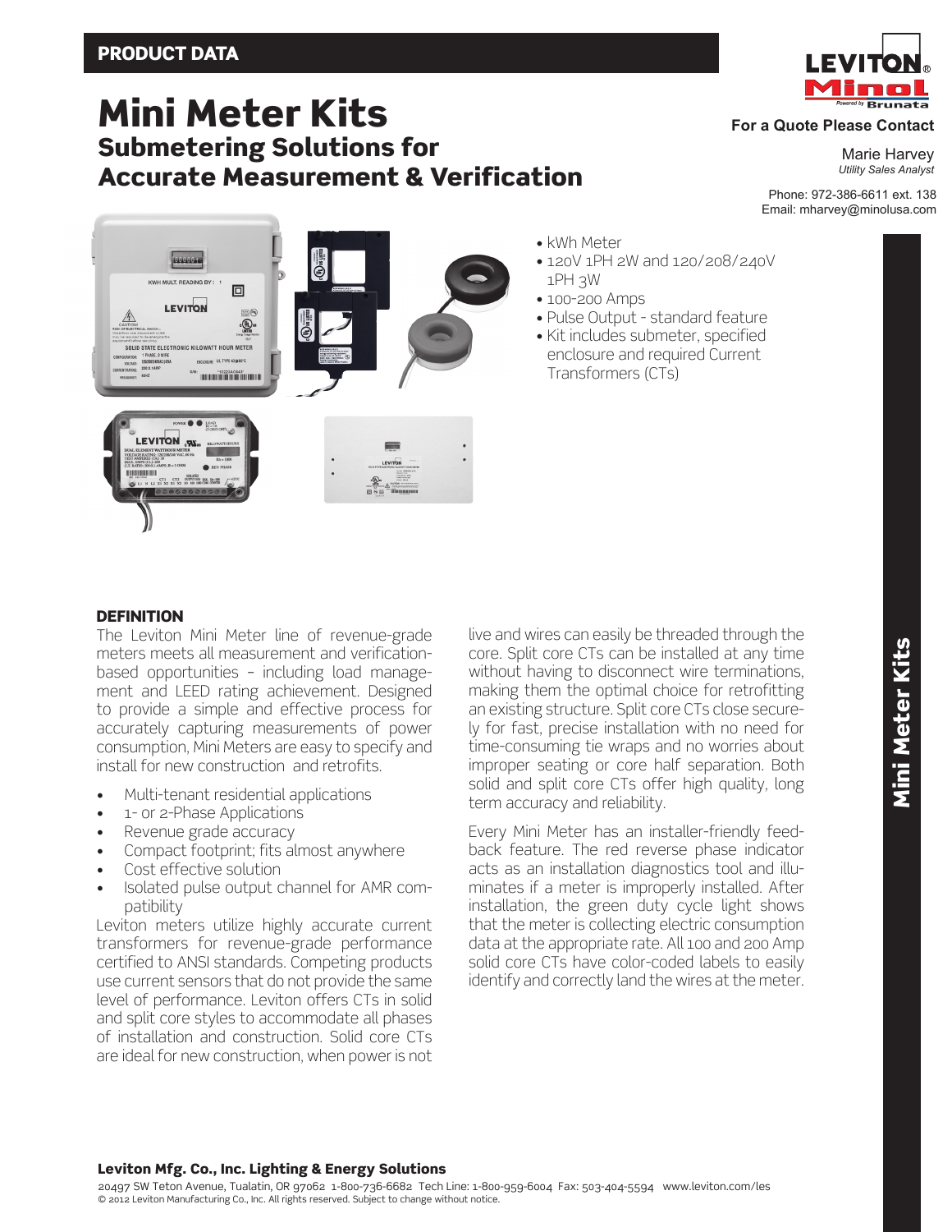**PRODUCT DATA**

# Mini Meter Kits

## Submetering Solutions for Accurate Measurement & Verification

**For a Quote Please Contact**

Marie Harvey
*Utility Sales Analyst*

Phone: 972-386-6611 ext. 138
Email: mharvey@minolusa.com

- kWh Meter
- 120V 1PH 2W and 120/208/240V 1PH 3W
- 100-200 Amps
- Pulse Output - standard feature
- Kit includes submeter, specified enclosure and required Current Transformers (CTs)

### DEFINITION

The Leviton Mini Meter line of revenue-grade meters meets all measurement and verification-based opportunities – including load management and LEED rating achievement. Designed to provide a simple and effective process for accurately capturing measurements of power consumption, Mini Meters are easy to specify and install for new construction and retrofits.

- Multi-tenant residential applications
- 1- or 2-Phase Applications
- Revenue grade accuracy
- Compact footprint; fits almost anywhere
- Cost effective solution
- Isolated pulse output channel for AMR compatibility

Leviton meters utilize highly accurate current transformers for revenue-grade performance certified to ANSI standards. Competing products use current sensors that do not provide the same level of performance. Leviton offers CTs in solid and split core styles to accommodate all phases of installation and construction. Solid core CTs are ideal for new construction, when power is not live and wires can easily be threaded through the core. Split core CTs can be installed at any time without having to disconnect wire terminations, making them the optimal choice for retrofitting an existing structure. Split core CTs close securely for fast, precise installation with no need for time-consuming tie wraps and no worries about improper seating or core half separation. Both solid and split core CTs offer high quality, long term accuracy and reliability.

Every Mini Meter has an installer-friendly feedback feature. The red reverse phase indicator acts as an installation diagnostics tool and illuminates if a meter is improperly installed. After installation, the green duty cycle light shows that the meter is collecting electric consumption data at the appropriate rate. All 100 and 200 Amp solid core CTs have color-coded labels to easily identify and correctly land the wires at the meter.

**Leviton Mfg. Co., Inc. Lighting & Energy Solutions**

20497 SW Teton Avenue, Tualatin, OR 97062 1-800-736-6682 Tech Line: 1-800-959-6004 Fax: 503-404-5594 www.leviton.com/les
© 2012 Leviton Manufacturing Co., Inc. All rights reserved. Subject to change without notice.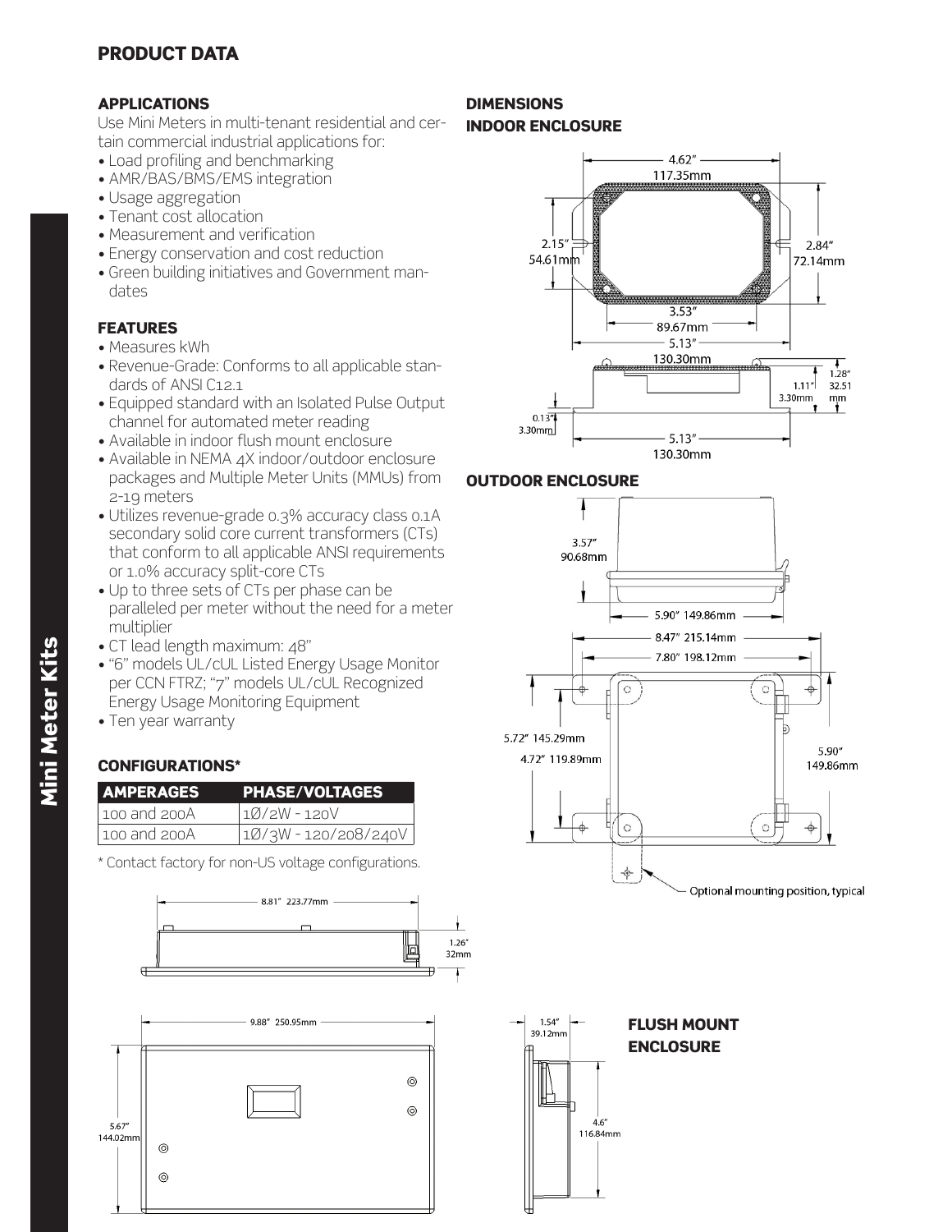# PRODUCT DATA

## APPLICATIONS

Use Mini Meters in multi-tenant residential and certain commercial industrial applications for:

- Load profiling and benchmarking
- AMR/BAS/BMS/EMS integration
- Usage aggregation
- Tenant cost allocation
- Measurement and verification
- Energy conservation and cost reduction
- Green building initiatives and Government mandates

## FEATURES

- Measures kWh
- Revenue-Grade: Conforms to all applicable standards of ANSI C12.1
- Equipped standard with an Isolated Pulse Output channel for automated meter reading
- Available in indoor flush mount enclosure
- Available in NEMA 4X indoor/outdoor enclosure packages and Multiple Meter Units (MMUs) from 2-19 meters
- Utilizes revenue-grade 0.3% accuracy class 0.1A secondary solid core current transformers (CTs) that conform to all applicable ANSI requirements or 1.0% accuracy split-core CTs
- Up to three sets of CTs per phase can be paralleled per meter without the need for a meter multiplier
- CT lead length maximum: 48"
- "6" models UL/cUL Listed Energy Usage Monitor per CCN FTRZ; "7" models UL/cUL Recognized Energy Usage Monitoring Equipment
- Ten year warranty

## CONFIGURATIONS*

| AMPERAGES | PHASE/VOLTAGES |
|---|---|
| 100 and 200A | 1Ø/2W - 120V |
| 100 and 200A | 1Ø/3W - 120/208/240V |

\* Contact factory for non-US voltage configurations.

8.81" 223.77mm

1.26" 32mm

9.88" 250.95mm

5.67" 144.02mm

1.54" 39.12mm

4.6" 116.84mm

## FLUSH MOUNT ENCLOSURE

## DIMENSIONS

## INDOOR ENCLOSURE

4.62" 117.35mm

2.15" 54.61mm

2.84" 72.14mm

3.53" 89.67mm

5.13" 130.30mm

1.28" 32.51 mm

1.11" 3.30mm

0.13" 3.30mm

5.13" 130.30mm

## OUTDOOR ENCLOSURE

3.57" 90.68mm

5.90" 149.86mm

8.47" 215.14mm

7.80" 198.12mm

5.72" 145.29mm

4.72" 119.89mm

5.90" 149.86mm

Optional mounting position, typical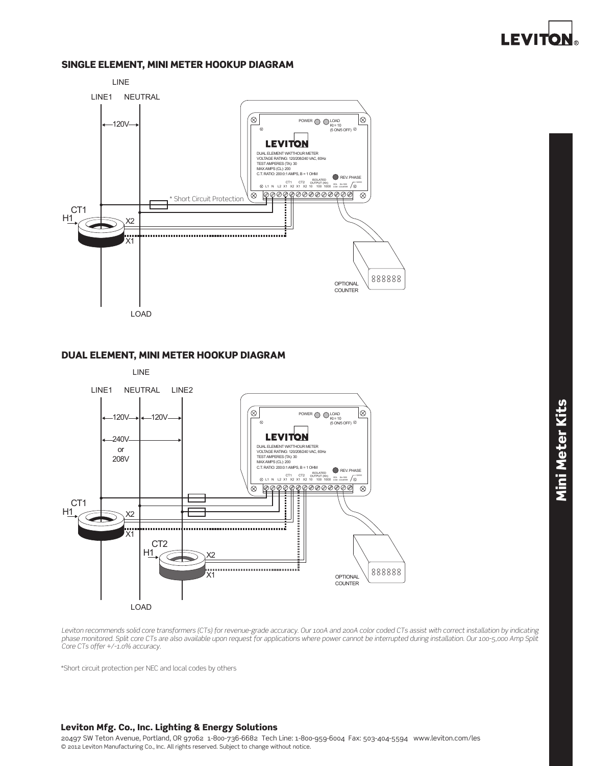## SINGLE ELEMENT, MINI METER HOOKUP DIAGRAM

LINE

LINE1 NEUTRAL

120V

POWER LOAD Kt = 10 (5 ON/5 OFF)

LEVITON

DUAL ELEMENT WATTHOUR METER
VOLTAGE RATING: 120/208/240 VAC, 60Hz
TEST AMPERES (TA): 30
MAX AMPS (CL): 200
C.T. RATIO: 200:0.1 AMPS, B = 1 OHM

REV. PHASE

L1 N L2 X1 X2 X1 X2 10 100 1000 CT1 CT2 ISOLATED OUTPUT (Kh)

* Short Circuit Protection

CT1 H1 X2 X1

OPTIONAL COUNTER

LOAD

## DUAL ELEMENT, MINI METER HOOKUP DIAGRAM

LINE

LINE1 NEUTRAL LINE2

120V 120V

240V or 208V

POWER LOAD Kt = 10 (5 ON/5 OFF)

LEVITON

DUAL ELEMENT WATTHOUR METER
VOLTAGE RATING: 120/208/240 VAC, 60Hz
TEST AMPERES (TA): 30
MAX AMPS (CL): 200
C.T. RATIO: 200:0.1 AMPS, B = 1 OHM

REV. PHASE

L1 N L2 X1 X2 X1 X2 10 100 1000 CT1 CT2 ISOLATED OUTPUT (Kh)

CT1 H1 X2 X1

CT2 H1 X2 X1

OPTIONAL COUNTER

LOAD

*Leviton recommends solid core transformers (CTs) for revenue-grade accuracy. Our 100A and 200A color coded CTs assist with correct installation by indicating phase monitored. Split core CTs are also available upon request for applications where power cannot be interrupted during installation. Our 100-5,000 Amp Split Core CTs offer +/-1.0% accuracy.*

*Short circuit protection per NEC and local codes by others

**Leviton Mfg. Co., Inc. Lighting & Energy Solutions**

20497 SW Teton Avenue, Portland, OR 97062 1-800-736-6682 Tech Line: 1-800-959-6004 Fax: 503-404-5594 www.leviton.com/les
© 2012 Leviton Manufacturing Co., Inc. All rights reserved. Subject to change without notice.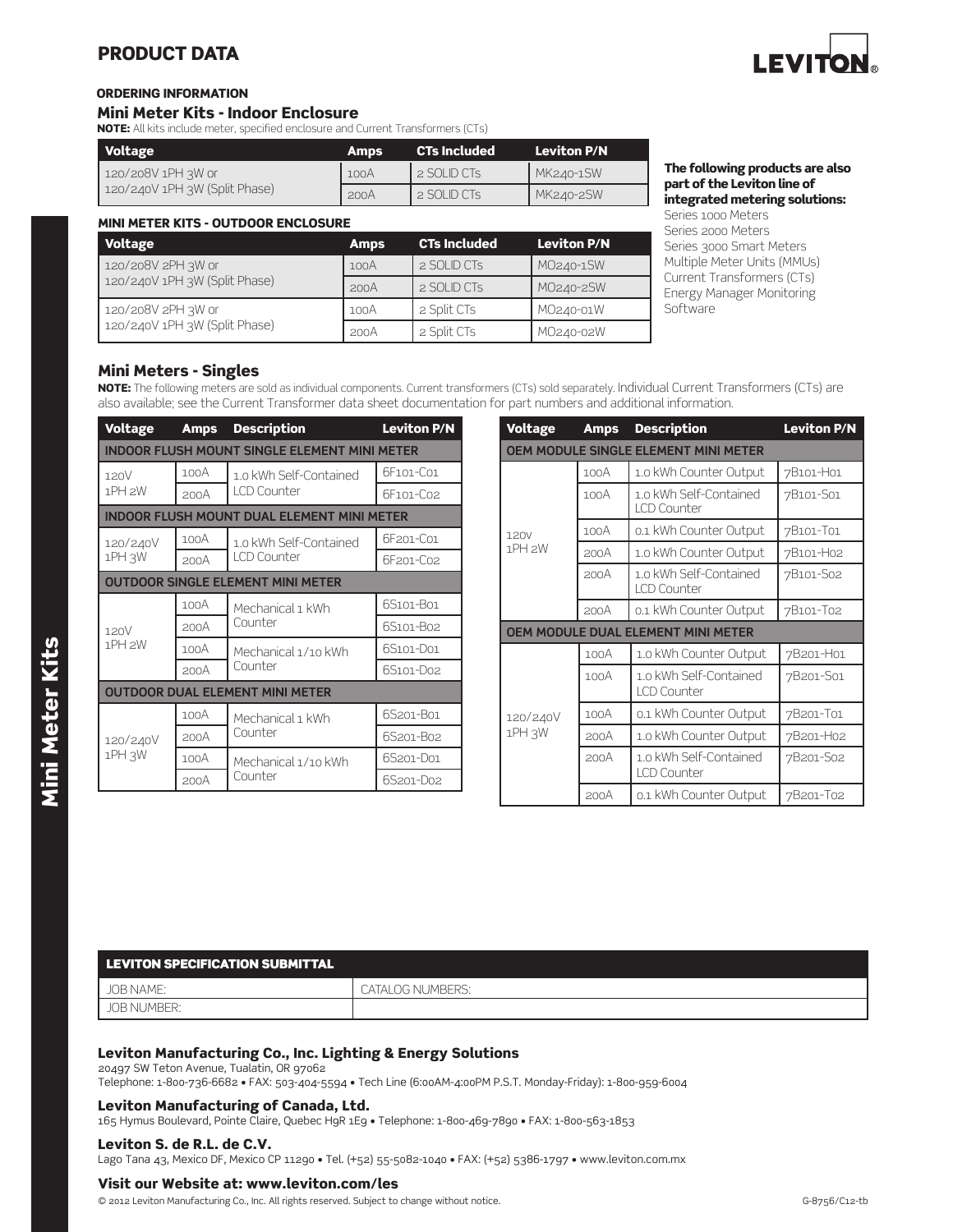## PRODUCT DATA

### ORDERING INFORMATION

### Mini Meter Kits - Indoor Enclosure

**NOTE:** All kits include meter, specified enclosure and Current Transformers (CTs)

| Voltage | Amps | CTs Included | Leviton P/N |
|---|---|---|---|
| 120/208V 1PH 3W or 120/240V 1PH 3W (Split Phase) | 100A | 2 SOLID CTs | MK240-1SW |
| | 200A | 2 SOLID CTs | MK240-2SW |

### MINI METER KITS - OUTDOOR ENCLOSURE

| Voltage | Amps | CTs Included | Leviton P/N |
|---|---|---|---|
| 120/208V 2PH 3W or 120/240V 1PH 3W (Split Phase) | 100A | 2 SOLID CTs | MO240-1SW |
| | 200A | 2 SOLID CTs | MO240-2SW |
| 120/208V 2PH 3W or 120/240V 1PH 3W (Split Phase) | 100A | 2 Split CTs | MO240-01W |
| | 200A | 2 Split CTs | MO240-02W |

**The following products are also part of the Leviton line of integrated metering solutions:**

Series 1000 Meters
Series 2000 Meters
Series 3000 Smart Meters
Multiple Meter Units (MMUs)
Current Transformers (CTs)
Energy Manager Monitoring Software

### Mini Meters - Singles

**NOTE:** The following meters are sold as individual components. Current transformers (CTs) sold separately. Individual Current Transformers (CTs) are also available; see the Current Transformer data sheet documentation for part numbers and additional information.

| Voltage | Amps | Description | Leviton P/N |
|---|---|---|---|
| **INDOOR FLUSH MOUNT SINGLE ELEMENT MINI METER** | | | |
| 120V 1PH 2W | 100A | 1.0 kWh Self-Contained LCD Counter | 6F101-C01 |
| | 200A | | 6F101-C02 |
| **INDOOR FLUSH MOUNT DUAL ELEMENT MINI METER** | | | |
| 120/240V 1PH 3W | 100A | 1.0 kWh Self-Contained LCD Counter | 6F201-C01 |
| | 200A | | 6F201-C02 |
| **OUTDOOR SINGLE ELEMENT MINI METER** | | | |
| 120V 1PH 2W | 100A | Mechanical 1 kWh Counter | 6S101-B01 |
| | 200A | | 6S101-B02 |
| | 100A | Mechanical 1/10 kWh Counter | 6S101-D01 |
| | 200A | | 6S101-D02 |
| **OUTDOOR DUAL ELEMENT MINI METER** | | | |
| 120/240V 1PH 3W | 100A | Mechanical 1 kWh Counter | 6S201-B01 |
| | 200A | | 6S201-B02 |
| | 100A | Mechanical 1/10 kWh Counter | 6S201-D01 |
| | 200A | | 6S201-D02 |

| Voltage | Amps | Description | Leviton P/N |
|---|---|---|---|
| **OEM MODULE SINGLE ELEMENT MINI METER** | | | |
| 120V 1PH 2W | 100A | 1.0 kWh Counter Output | 7B101-H01 |
| | 100A | 1.0 kWh Self-Contained LCD Counter | 7B101-S01 |
| | 100A | 0.1 kWh Counter Output | 7B101-T01 |
| | 200A | 1.0 kWh Counter Output | 7B101-H02 |
| | 200A | 1.0 kWh Self-Contained LCD Counter | 7B101-S02 |
| | 200A | 0.1 kWh Counter Output | 7B101-T02 |
| **OEM MODULE DUAL ELEMENT MINI METER** | | | |
| 120/240V 1PH 3W | 100A | 1.0 kWh Counter Output | 7B201-H01 |
| | 100A | 1.0 kWh Self-Contained LCD Counter | 7B201-S01 |
| | 100A | 0.1 kWh Counter Output | 7B201-T01 |
| | 200A | 1.0 kWh Counter Output | 7B201-H02 |
| | 200A | 1.0 kWh Self-Contained LCD Counter | 7B201-S02 |
| | 200A | 0.1 kWh Counter Output | 7B201-T02 |

| LEVITON SPECIFICATION SUBMITTAL | |
|---|---|
| JOB NAME: | CATALOG NUMBERS: |
| JOB NUMBER: | |

### Leviton Manufacturing Co., Inc. Lighting & Energy Solutions

20497 SW Teton Avenue, Tualatin, OR 97062
Telephone: 1-800-736-6682 • FAX: 503-404-5594 • Tech Line (6:00AM-4:00PM P.S.T. Monday-Friday): 1-800-959-6004

### Leviton Manufacturing of Canada, Ltd.

165 Hymus Boulevard, Pointe Claire, Quebec H9R 1E9 • Telephone: 1-800-469-7890 • FAX: 1-800-563-1853

### Leviton S. de R.L. de C.V.

Lago Tana 43, Mexico DF, Mexico CP 11290 • Tel. (+52) 55-5082-1040 • FAX: (+52) 5386-1797 • www.leviton.com.mx

### Visit our Website at: www.leviton.com/les

© 2012 Leviton Manufacturing Co., Inc. All rights reserved. Subject to change without notice.

G-8756/C12-tb